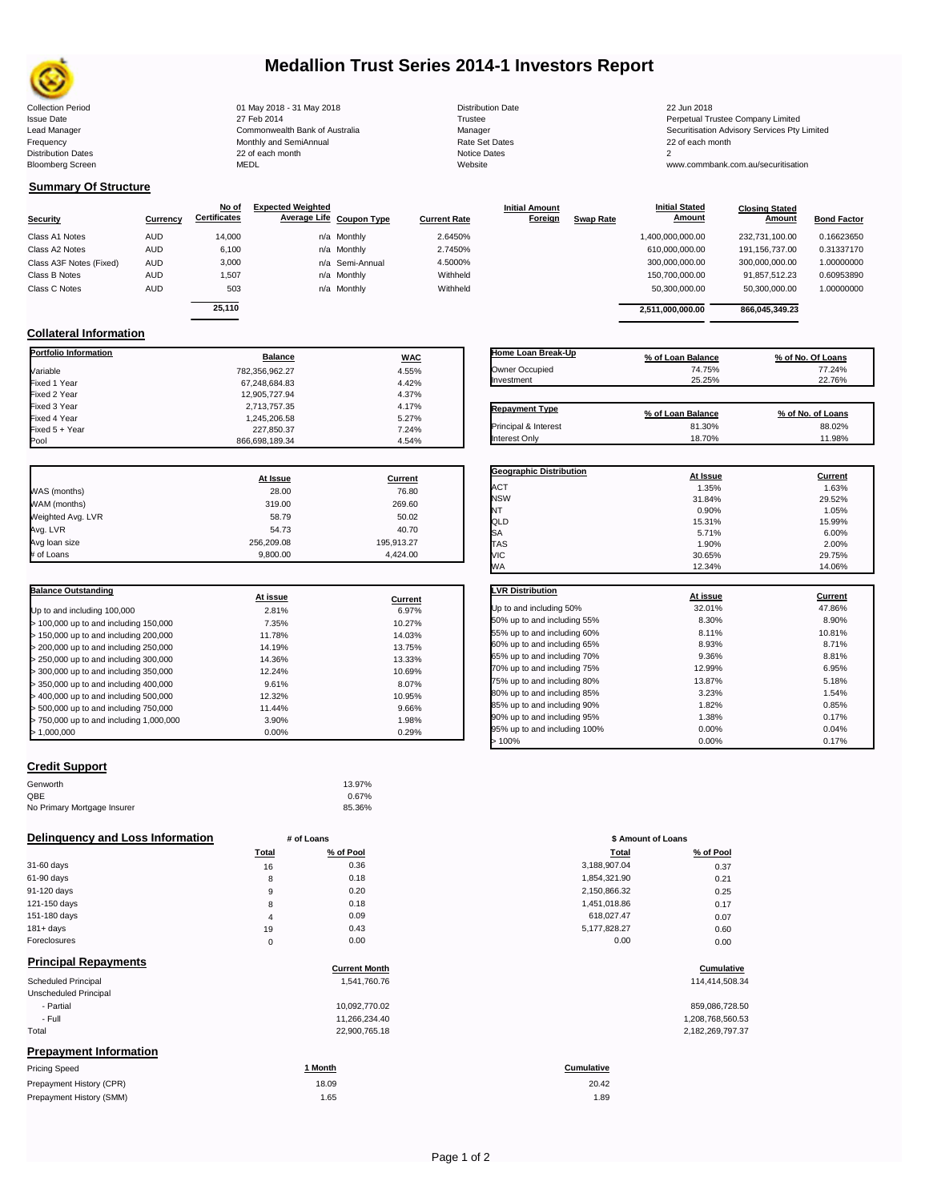# Medallion Trust Series 2014-1 Investors Report

| | | | |
|---|---|---|---|
| Collection Period | 01 May 2018 - 31 May 2018 | Distribution Date | 22 Jun 2018 |
| Issue Date | 27 Feb 2014 | Trustee | Perpetual Trustee Company Limited |
| Lead Manager | Commonwealth Bank of Australia | Manager | Securitisation Advisory Services Pty Limited |
| Frequency | Monthly and SemiAnnual | Rate Set Dates | 22 of each month |
| Distribution Dates | 22 of each month | Notice Dates | 2 |
| Bloomberg Screen | MEDL | Website | www.commbank.com.au/securitisation |

## Summary Of Structure

| Security | Currency | No of Certificates | Expected Weighted Average Life | Coupon Type | Current Rate | Initial Amount Foreign | Swap Rate | Initial Stated Amount | Closing Stated Amount | Bond Factor |
|---|---|---|---|---|---|---|---|---|---|---|
| Class A1 Notes | AUD | 14,000 | n/a | Monthly | 2.6450% | | | 1,400,000,000.00 | 232,731,100.00 | 0.16623650 |
| Class A2 Notes | AUD | 6,100 | n/a | Monthly | 2.7450% | | | 610,000,000.00 | 191,156,737.00 | 0.31337170 |
| Class A3F Notes (Fixed) | AUD | 3,000 | n/a | Semi-Annual | 4.5000% | | | 300,000,000.00 | 300,000,000.00 | 1.00000000 |
| Class B Notes | AUD | 1,507 | n/a | Monthly | Withheld | | | 150,700,000.00 | 91,857,512.23 | 0.60953890 |
| Class C Notes | AUD | 503 | n/a | Monthly | Withheld | | | 50,300,000.00 | 50,300,000.00 | 1.00000000 |
| | | 25,110 | | | | | | 2,511,000,000.00 | 866,045,349.23 | |

## Collateral Information

| Portfolio Information | Balance | WAC |
|---|---|---|
| Variable | 782,356,962.27 | 4.55% |
| Fixed 1 Year | 67,248,684.83 | 4.42% |
| Fixed 2 Year | 12,905,727.94 | 4.37% |
| Fixed 3 Year | 2,713,757.35 | 4.17% |
| Fixed 4 Year | 1,245,206.58 | 5.27% |
| Fixed 5 + Year | 227,850.37 | 7.24% |
| Pool | 866,698,189.34 | 4.54% |

| Home Loan Break-Up | % of Loan Balance | % of No. Of Loans |
|---|---|---|
| Owner Occupied | 74.75% | 77.24% |
| Investment | 25.25% | 22.76% |

| Repayment Type | % of Loan Balance | % of No. of Loans |
|---|---|---|
| Principal & Interest | 81.30% | 88.02% |
| Interest Only | 18.70% | 11.98% |

| | At Issue | Current |
|---|---|---|
| WAS (months) | 28.00 | 76.80 |
| WAM (months) | 319.00 | 269.60 |
| Weighted Avg. LVR | 58.79 | 50.02 |
| Avg. LVR | 54.73 | 40.70 |
| Avg loan size | 256,209.08 | 195,913.27 |
| # of Loans | 9,800.00 | 4,424.00 |

| Geographic Distribution | At Issue | Current |
|---|---|---|
| ACT | 1.35% | 1.63% |
| NSW | 31.84% | 29.52% |
| NT | 0.90% | 1.05% |
| QLD | 15.31% | 15.99% |
| SA | 5.71% | 6.00% |
| TAS | 1.90% | 2.00% |
| VIC | 30.65% | 29.75% |
| WA | 12.34% | 14.06% |

| Balance Outstanding | At issue | Current |
|---|---|---|
| Up to and including 100,000 | 2.81% | 6.97% |
| > 100,000 up to and including 150,000 | 7.35% | 10.27% |
| > 150,000 up to and including 200,000 | 11.78% | 14.03% |
| > 200,000 up to and including 250,000 | 14.19% | 13.75% |
| > 250,000 up to and including 300,000 | 14.36% | 13.33% |
| > 300,000 up to and including 350,000 | 12.24% | 10.69% |
| > 350,000 up to and including 400,000 | 9.61% | 8.07% |
| > 400,000 up to and including 500,000 | 12.32% | 10.95% |
| > 500,000 up to and including 750,000 | 11.44% | 9.66% |
| > 750,000 up to and including 1,000,000 | 3.90% | 1.98% |
| > 1,000,000 | 0.00% | 0.29% |

| LVR Distribution | At issue | Current |
|---|---|---|
| Up to and including 50% | 32.01% | 47.86% |
| 50% up to and including 55% | 8.30% | 8.90% |
| 55% up to and including 60% | 8.11% | 10.81% |
| 60% up to and including 65% | 8.93% | 8.71% |
| 65% up to and including 70% | 9.36% | 8.81% |
| 70% up to and including 75% | 12.99% | 6.95% |
| 75% up to and including 80% | 13.87% | 5.18% |
| 80% up to and including 85% | 3.23% | 1.54% |
| 85% up to and including 90% | 1.82% | 0.85% |
| 90% up to and including 95% | 1.38% | 0.17% |
| 95% up to and including 100% | 0.00% | 0.04% |
| > 100% | 0.00% | 0.17% |

## Credit Support

| | |
|---|---|
| Genworth | 13.97% |
| QBE | 0.67% |
| No Primary Mortgage Insurer | 85.36% |

## Delinquency and Loss Information

| | # of Loans Total | # of Loans % of Pool | \$ Amount of Loans Total | \$ Amount of Loans % of Pool |
|---|---|---|---|---|
| 31-60 days | 16 | 0.36 | 3,188,907.04 | 0.37 |
| 61-90 days | 8 | 0.18 | 1,854,321.90 | 0.21 |
| 91-120 days | 9 | 0.20 | 2,150,866.32 | 0.25 |
| 121-150 days | 8 | 0.18 | 1,451,018.86 | 0.17 |
| 151-180 days | 4 | 0.09 | 618,027.47 | 0.07 |
| 181+ days | 19 | 0.43 | 5,177,828.27 | 0.60 |
| Foreclosures | 0 | 0.00 | 0.00 | 0.00 |

## Principal Repayments

| | Current Month | Cumulative |
|---|---|---|
| Scheduled Principal | 1,541,760.76 | 114,414,508.34 |
| Unscheduled Principal | | |
| - Partial | 10,092,770.02 | 859,086,728.50 |
| - Full | 11,266,234.40 | 1,208,768,560.53 |
| Total | 22,900,765.18 | 2,182,269,797.37 |

## Prepayment Information

| Pricing Speed | 1 Month | Cumulative |
|---|---|---|
| Prepayment History (CPR) | 18.09 | 20.42 |
| Prepayment History (SMM) | 1.65 | 1.89 |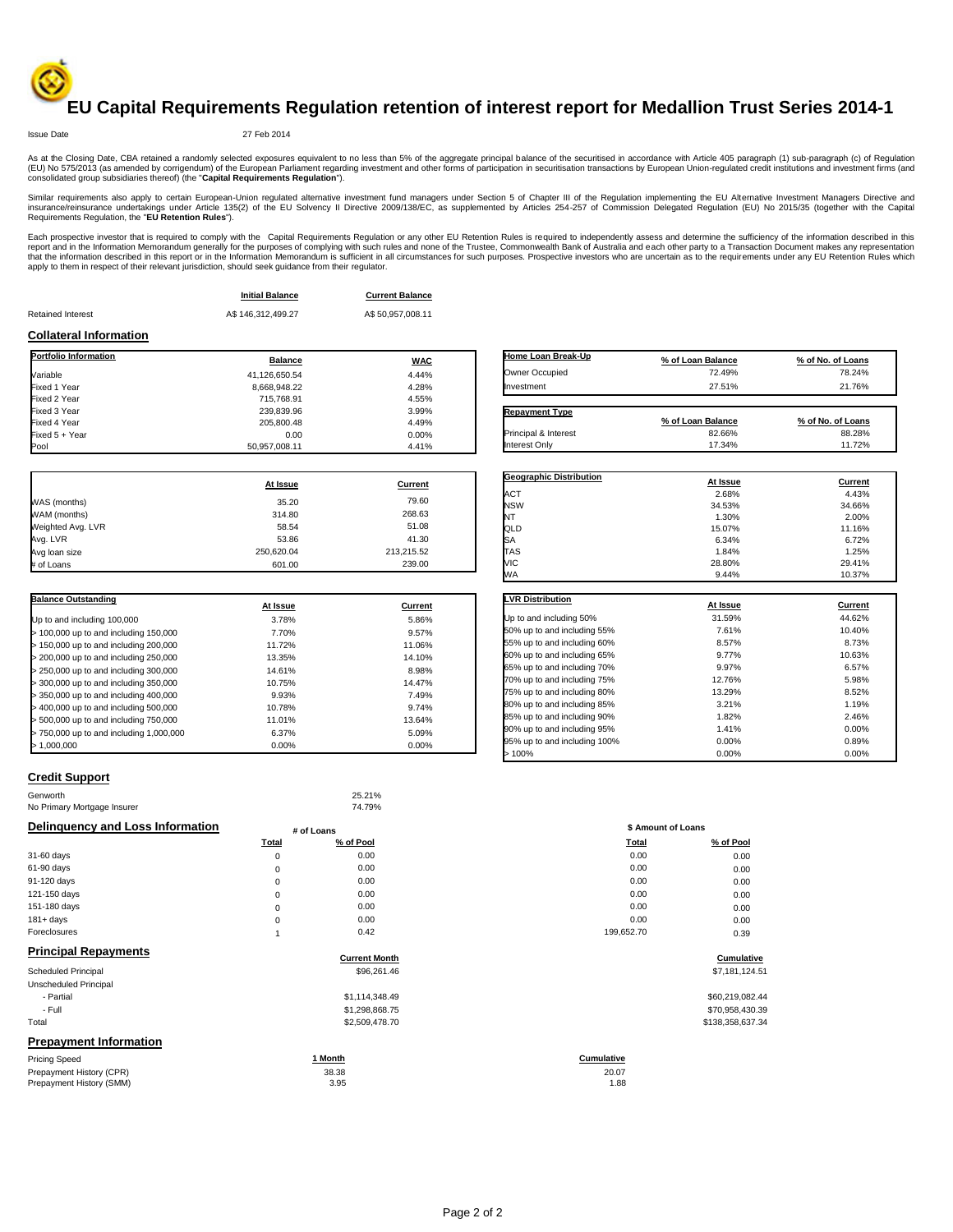# EU Capital Requirements Regulation retention of interest report for Medallion Trust Series 2014-1

Issue Date 27 Feb 2014

As at the Closing Date, CBA retained a randomly selected exposures equivalent to no less than 5% of the aggregate principal balance of the securitised in accordance with Article 405 paragraph (1) sub-paragraph (c) of Regulation (EU) No 575/2013 (as amended by corrigendum) of the European Parliament regarding investment and other forms of participation in securitisation transactions by European Union-regulated credit institutions and investment firms (and consolidated group subsidiaries thereof) (the "**Capital Requirements Regulation**").

Similar requirements also apply to certain European-Union regulated alternative investment fund managers under Section 5 of Chapter III of the Regulation implementing the EU Alternative Investment Managers Directive and insurance/reinsurance undertakings under Article 135(2) of the EU Solvency II Directive 2009/138/EC, as supplemented by Articles 254-257 of Commission Delegated Regulation (EU) No 2015/35 (together with the Capital Requirements Regulation, the "**EU Retention Rules**").

Each prospective investor that is required to comply with the Capital Requirements Regulation or any other EU Retention Rules is required to independently assess and determine the sufficiency of the information described in this report and in the Information Memorandum generally for the purposes of complying with such rules and none of the Trustee, Commonwealth Bank of Australia and each other party to a Transaction Document makes any representation that the information described in this report or in the Information Memorandum is sufficient in all circumstances for such purposes. Prospective investors who are uncertain as to the requirements under any EU Retention Rules which apply to them in respect of their relevant jurisdiction, should seek guidance from their regulator.

| | Initial Balance | Current Balance |
|---|---|---|
| Retained Interest | A$ 146,312,499.27 | A$ 50,957,008.11 |

## Collateral Information

| Portfolio Information | Balance | WAC |
|---|---|---|
| Variable | 41,126,650.54 | 4.44% |
| Fixed 1 Year | 8,668,948.22 | 4.28% |
| Fixed 2 Year | 715,768.91 | 4.55% |
| Fixed 3 Year | 239,839.96 | 3.99% |
| Fixed 4 Year | 205,800.48 | 4.49% |
| Fixed 5 + Year | 0.00 | 0.00% |
| Pool | 50,957,008.11 | 4.41% |

| Home Loan Break-Up | % of Loan Balance | % of No. of Loans |
|---|---|---|
| Owner Occupied | 72.49% | 78.24% |
| Investment | 27.51% | 21.76% |

| Repayment Type | % of Loan Balance | % of No. of Loans |
|---|---|---|
| Principal & Interest | 82.66% | 88.28% |
| Interest Only | 17.34% | 11.72% |

| | At Issue | Current |
|---|---|---|
| WAS (months) | 35.20 | 79.60 |
| WAM (months) | 314.80 | 268.63 |
| Weighted Avg. LVR | 58.54 | 51.08 |
| Avg. LVR | 53.86 | 41.30 |
| Avg loan size | 250,620.04 | 213,215.52 |
| # of Loans | 601.00 | 239.00 |

| Geographic Distribution | At Issue | Current |
|---|---|---|
| ACT | 2.68% | 4.43% |
| NSW | 34.53% | 34.66% |
| NT | 1.30% | 2.00% |
| QLD | 15.07% | 11.16% |
| SA | 6.34% | 6.72% |
| TAS | 1.84% | 1.25% |
| VIC | 28.80% | 29.41% |
| WA | 9.44% | 10.37% |

| Balance Outstanding | At Issue | Current |
|---|---|---|
| Up to and including 100,000 | 3.78% | 5.86% |
| > 100,000 up to and including 150,000 | 7.70% | 9.57% |
| > 150,000 up to and including 200,000 | 11.72% | 11.06% |
| > 200,000 up to and including 250,000 | 13.35% | 14.10% |
| > 250,000 up to and including 300,000 | 14.61% | 8.98% |
| > 300,000 up to and including 350,000 | 10.75% | 14.47% |
| > 350,000 up to and including 400,000 | 9.93% | 7.49% |
| > 400,000 up to and including 500,000 | 10.78% | 9.74% |
| > 500,000 up to and including 750,000 | 11.01% | 13.64% |
| > 750,000 up to and including 1,000,000 | 6.37% | 5.09% |
| > 1,000,000 | 0.00% | 0.00% |

| LVR Distribution | At Issue | Current |
|---|---|---|
| Up to and including 50% | 31.59% | 44.62% |
| 50% up to and including 55% | 7.61% | 10.40% |
| 55% up to and including 60% | 8.57% | 8.73% |
| 60% up to and including 65% | 9.77% | 10.63% |
| 65% up to and including 70% | 9.97% | 6.57% |
| 70% up to and including 75% | 12.76% | 5.98% |
| 75% up to and including 80% | 13.29% | 8.52% |
| 80% up to and including 85% | 3.21% | 1.19% |
| 85% up to and including 90% | 1.82% | 2.46% |
| 90% up to and including 95% | 1.41% | 0.00% |
| 95% up to and including 100% | 0.00% | 0.89% |
| > 100% | 0.00% | 0.00% |

## Credit Support

| | |
|---|---|
| Genworth | 25.21% |
| No Primary Mortgage Insurer | 74.79% |

## Delinquency and Loss Information

| | # of Loans | | $ Amount of Loans | |
|---|---|---|---|---|
| | Total | % of Pool | Total | % of Pool |
| 31-60 days | 0 | 0.00 | 0.00 | 0.00 |
| 61-90 days | 0 | 0.00 | 0.00 | 0.00 |
| 91-120 days | 0 | 0.00 | 0.00 | 0.00 |
| 121-150 days | 0 | 0.00 | 0.00 | 0.00 |
| 151-180 days | 0 | 0.00 | 0.00 | 0.00 |
| 181+ days | 0 | 0.00 | 0.00 | 0.00 |
| Foreclosures | 1 | 0.42 | 199,652.70 | 0.39 |

## Principal Repayments

| | Current Month | Cumulative |
|---|---|---|
| Scheduled Principal | $96,261.46 | $7,181,124.51 |
| Unscheduled Principal | | |
| - Partial | $1,114,348.49 | $60,219,082.44 |
| - Full | $1,298,868.75 | $70,958,430.39 |
| Total | $2,509,478.70 | $138,358,637.34 |

## Prepayment Information

| Pricing Speed | 1 Month | Cumulative |
|---|---|---|
| Prepayment History (CPR) | 38.38 | 20.07 |
| Prepayment History (SMM) | 3.95 | 1.88 |